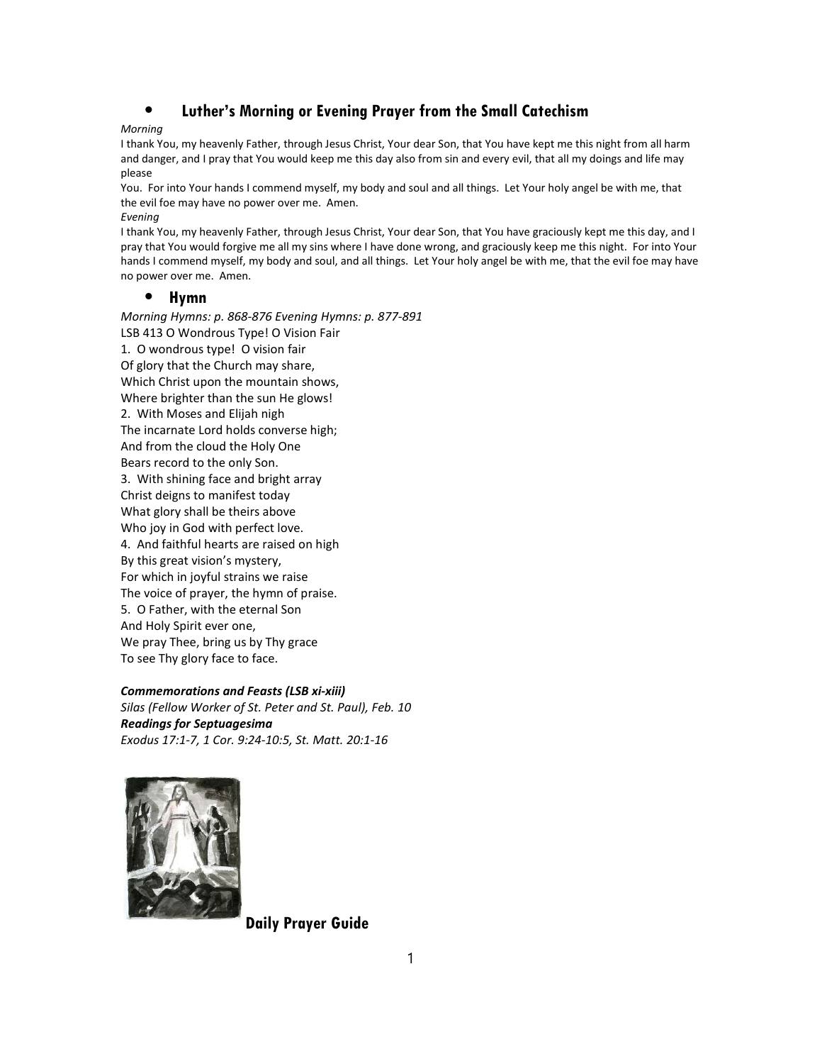- ## Luther's Morning or Evening Prayer from the Small Catechism

*Morning*

I thank You, my heavenly Father, through Jesus Christ, Your dear Son, that You have kept me this night from all harm and danger, and I pray that You would keep me this day also from sin and every evil, that all my doings and life may please
You. For into Your hands I commend myself, my body and soul and all things. Let Your holy angel be with me, that the evil foe may have no power over me. Amen.

*Evening*

I thank You, my heavenly Father, through Jesus Christ, Your dear Son, that You have graciously kept me this day, and I pray that You would forgive me all my sins where I have done wrong, and graciously keep me this night. For into Your hands I commend myself, my body and soul, and all things. Let Your holy angel be with me, that the evil foe may have no power over me. Amen.

- ## Hymn

*Morning Hymns: p. 868-876 Evening Hymns: p. 877-891*

LSB 413 O Wondrous Type! O Vision Fair

1. O wondrous type! O vision fair
Of glory that the Church may share,
Which Christ upon the mountain shows,
Where brighter than the sun He glows!
2. With Moses and Elijah nigh
The incarnate Lord holds converse high;
And from the cloud the Holy One
Bears record to the only Son.
3. With shining face and bright array
Christ deigns to manifest today
What glory shall be theirs above
Who joy in God with perfect love.
4. And faithful hearts are raised on high
By this great vision's mystery,
For which in joyful strains we raise
The voice of prayer, the hymn of praise.
5. O Father, with the eternal Son
And Holy Spirit ever one,
We pray Thee, bring us by Thy grace
To see Thy glory face to face.

***Commemorations and Feasts (LSB xi-xiii)***

*Silas (Fellow Worker of St. Peter and St. Paul), Feb. 10*

***Readings for Septuagesima***

*Exodus 17:1-7, 1 Cor. 9:24-10:5, St. Matt. 20:1-16*

**Daily Prayer Guide**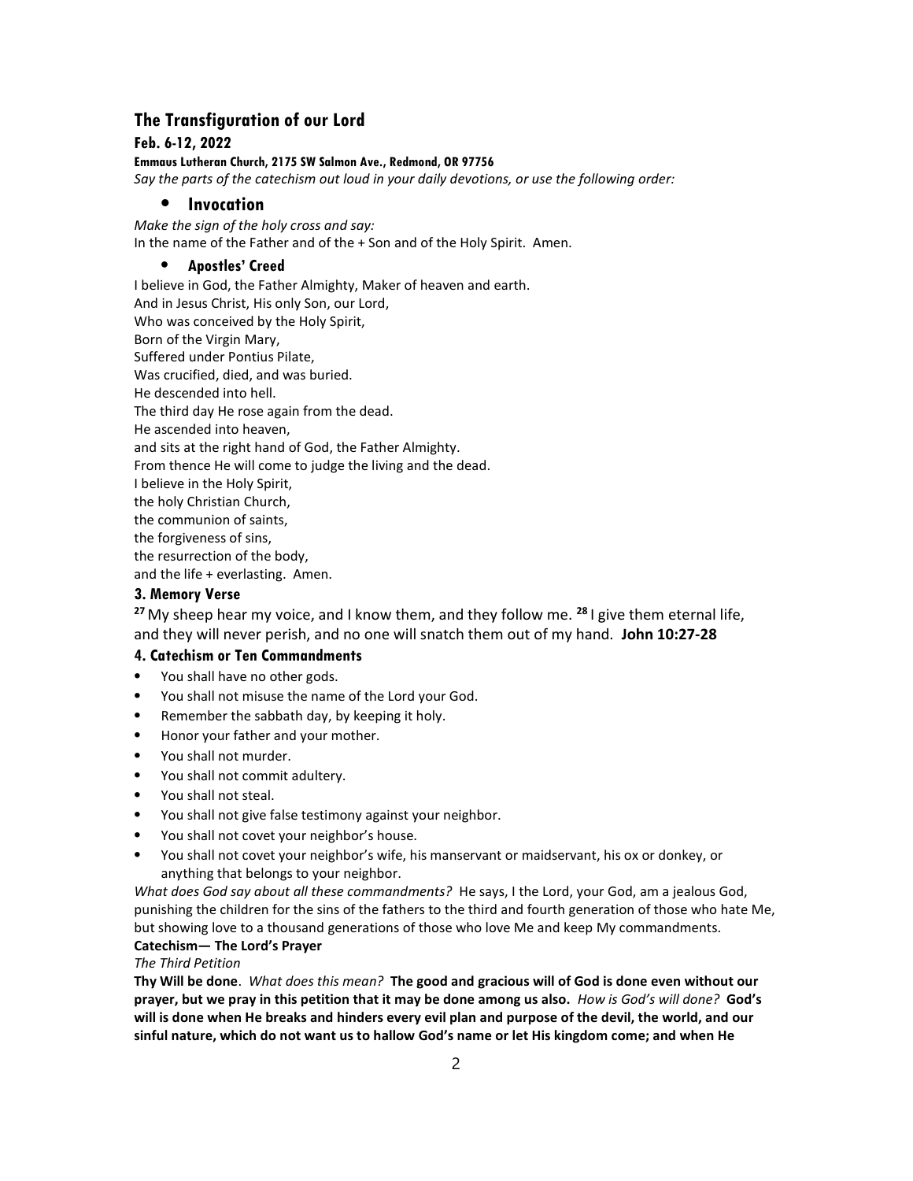## The Transfiguration of our Lord

### Feb. 6-12, 2022

**Emmaus Lutheran Church, 2175 SW Salmon Ave., Redmond, OR 97756**

*Say the parts of the catechism out loud in your daily devotions, or use the following order:*

### • Invocation

*Make the sign of the holy cross and say:*
In the name of the Father and of the + Son and of the Holy Spirit. Amen.

#### • Apostles' Creed

I believe in God, the Father Almighty, Maker of heaven and earth.
And in Jesus Christ, His only Son, our Lord,
Who was conceived by the Holy Spirit,
Born of the Virgin Mary,
Suffered under Pontius Pilate,
Was crucified, died, and was buried.
He descended into hell.
The third day He rose again from the dead.
He ascended into heaven,
and sits at the right hand of God, the Father Almighty.
From thence He will come to judge the living and the dead.
I believe in the Holy Spirit,
the holy Christian Church,
the communion of saints,
the forgiveness of sins,
the resurrection of the body,
and the life + everlasting. Amen.

#### 3. Memory Verse

[27] My sheep hear my voice, and I know them, and they follow me. [28] I give them eternal life, and they will never perish, and no one will snatch them out of my hand. **John 10:27-28**

#### 4. Catechism or Ten Commandments

- You shall have no other gods.
- You shall not misuse the name of the Lord your God.
- Remember the sabbath day, by keeping it holy.
- Honor your father and your mother.
- You shall not murder.
- You shall not commit adultery.
- You shall not steal.
- You shall not give false testimony against your neighbor.
- You shall not covet your neighbor's house.
- You shall not covet your neighbor's wife, his manservant or maidservant, his ox or donkey, or anything that belongs to your neighbor.

*What does God say about all these commandments?* He says, I the Lord, your God, am a jealous God, punishing the children for the sins of the fathers to the third and fourth generation of those who hate Me, but showing love to a thousand generations of those who love Me and keep My commandments.

**Catechism— The Lord's Prayer**

*The Third Petition*

**Thy Will be done**. *What does this mean?* **The good and gracious will of God is done even without our prayer, but we pray in this petition that it may be done among us also.** *How is God's will done?* **God's will is done when He breaks and hinders every evil plan and purpose of the devil, the world, and our sinful nature, which do not want us to hallow God's name or let His kingdom come; and when He**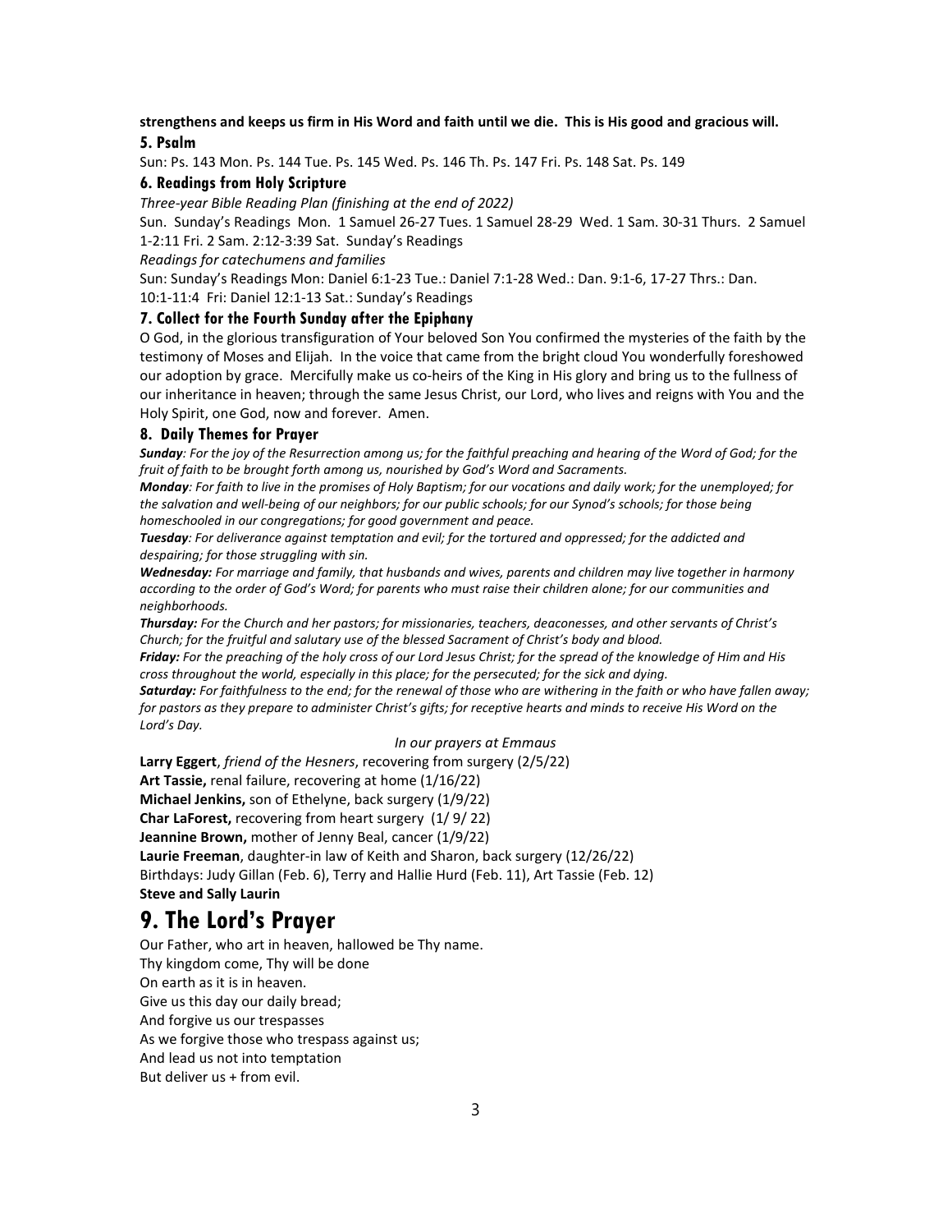**strengthens and keeps us firm in His Word and faith until we die. This is His good and gracious will.**

### 5. Psalm

Sun: Ps. 143 Mon. Ps. 144 Tue. Ps. 145 Wed. Ps. 146 Th. Ps. 147 Fri. Ps. 148 Sat. Ps. 149

### 6. Readings from Holy Scripture

*Three-year Bible Reading Plan (finishing at the end of 2022)*

Sun. Sunday's Readings Mon. 1 Samuel 26-27 Tues. 1 Samuel 28-29 Wed. 1 Sam. 30-31 Thurs. 2 Samuel 1-2:11 Fri. 2 Sam. 2:12-3:39 Sat. Sunday's Readings

*Readings for catechumens and families*

Sun: Sunday's Readings Mon: Daniel 6:1-23 Tue.: Daniel 7:1-28 Wed.: Dan. 9:1-6, 17-27 Thrs.: Dan. 10:1-11:4 Fri: Daniel 12:1-13 Sat.: Sunday's Readings

### 7. Collect for the Fourth Sunday after the Epiphany

O God, in the glorious transfiguration of Your beloved Son You confirmed the mysteries of the faith by the testimony of Moses and Elijah. In the voice that came from the bright cloud You wonderfully foreshowed our adoption by grace. Mercifully make us co-heirs of the King in His glory and bring us to the fullness of our inheritance in heaven; through the same Jesus Christ, our Lord, who lives and reigns with You and the Holy Spirit, one God, now and forever. Amen.

### 8. Daily Themes for Prayer

***Sunday****: For the joy of the Resurrection among us; for the faithful preaching and hearing of the Word of God; for the fruit of faith to be brought forth among us, nourished by God's Word and Sacraments.*

***Monday****: For faith to live in the promises of Holy Baptism; for our vocations and daily work; for the unemployed; for the salvation and well-being of our neighbors; for our public schools; for our Synod's schools; for those being homeschooled in our congregations; for good government and peace.*

***Tuesday****: For deliverance against temptation and evil; for the tortured and oppressed; for the addicted and despairing; for those struggling with sin.*

***Wednesday:*** *For marriage and family, that husbands and wives, parents and children may live together in harmony according to the order of God's Word; for parents who must raise their children alone; for our communities and neighborhoods.*

***Thursday:*** *For the Church and her pastors; for missionaries, teachers, deaconesses, and other servants of Christ's Church; for the fruitful and salutary use of the blessed Sacrament of Christ's body and blood.*

***Friday:*** *For the preaching of the holy cross of our Lord Jesus Christ; for the spread of the knowledge of Him and His cross throughout the world, especially in this place; for the persecuted; for the sick and dying.*

***Saturday:*** *For faithfulness to the end; for the renewal of those who are withering in the faith or who have fallen away; for pastors as they prepare to administer Christ's gifts; for receptive hearts and minds to receive His Word on the Lord's Day.*

*In our prayers at Emmaus*

**Larry Eggert**, *friend of the Hesners*, recovering from surgery (2/5/22)
**Art Tassie,** renal failure, recovering at home (1/16/22)
**Michael Jenkins,** son of Ethelyne, back surgery (1/9/22)
**Char LaForest,** recovering from heart surgery (1/ 9/ 22)
**Jeannine Brown,** mother of Jenny Beal, cancer (1/9/22)
**Laurie Freeman**, daughter-in law of Keith and Sharon, back surgery (12/26/22)
Birthdays: Judy Gillan (Feb. 6), Terry and Hallie Hurd (Feb. 11), Art Tassie (Feb. 12)
**Steve and Sally Laurin**

## 9. The Lord's Prayer

Our Father, who art in heaven, hallowed be Thy name.
Thy kingdom come, Thy will be done
On earth as it is in heaven.
Give us this day our daily bread;
And forgive us our trespasses
As we forgive those who trespass against us;
And lead us not into temptation
But deliver us + from evil.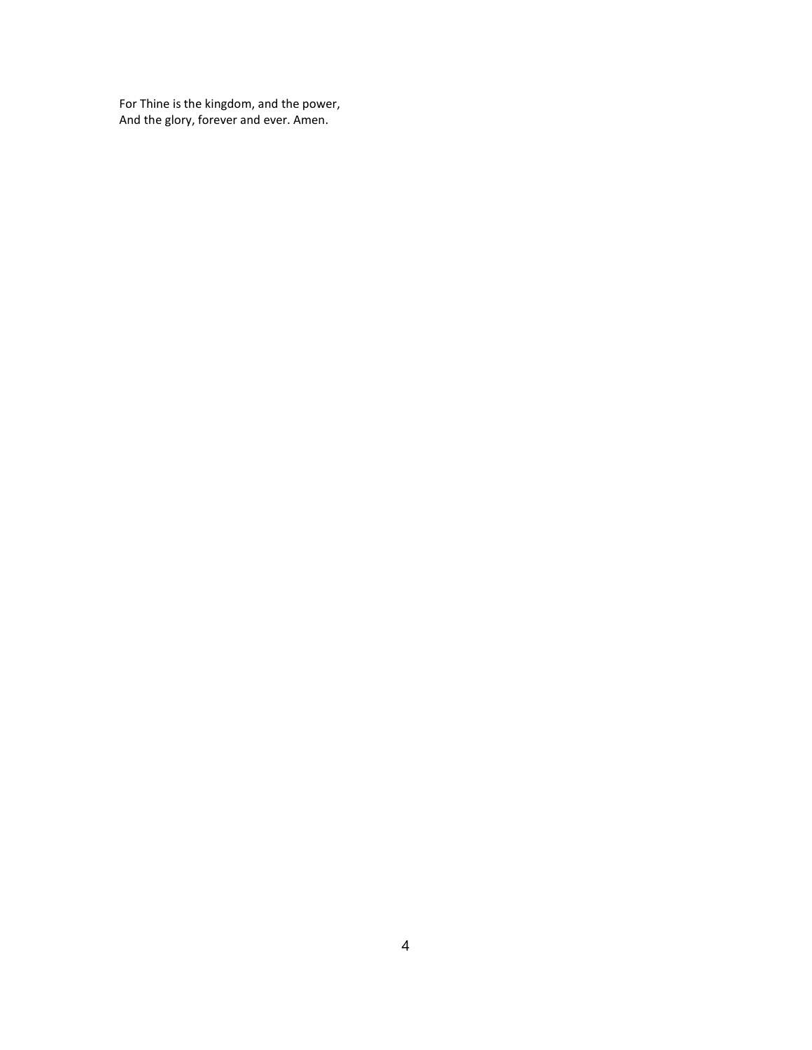For Thine is the kingdom, and the power,
And the glory, forever and ever. Amen.